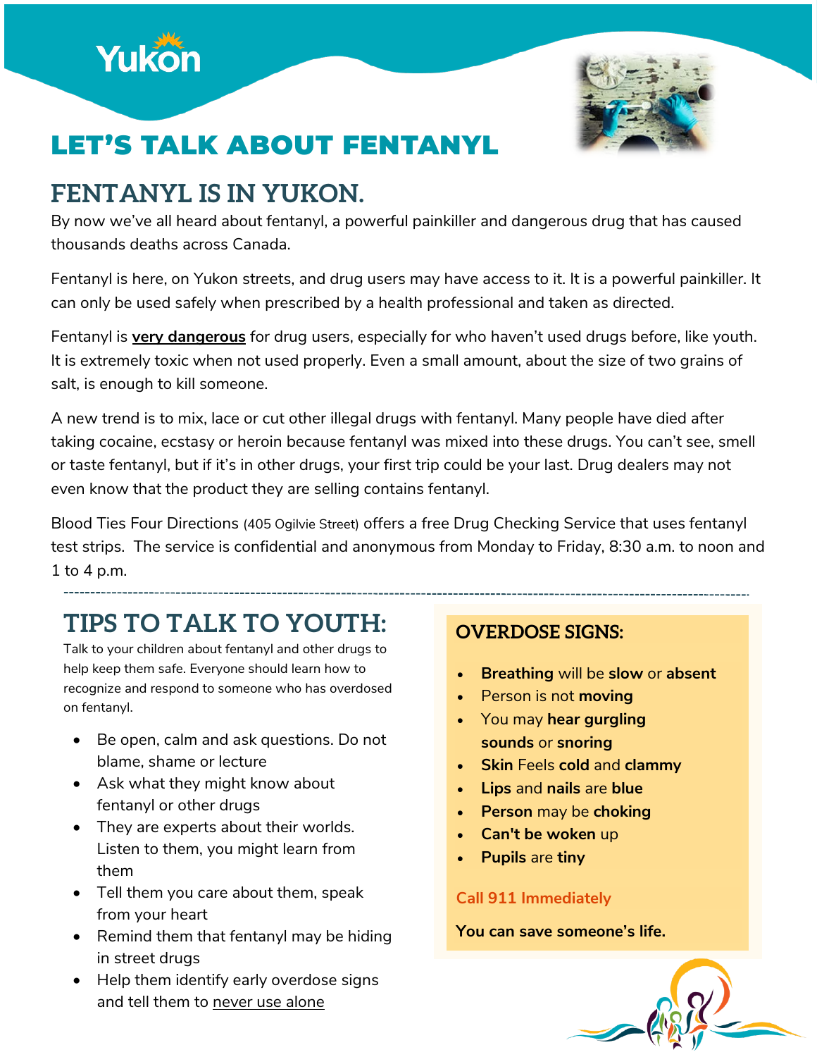Yukon

# LET'S TALK ABOUT FENTANYL

## FENTANYL IS IN YUKON.

By now we've all heard about fentanyl, a powerful painkiller and dangerous drug that has caused thousands deaths across Canada.

Fentanyl is here, on Yukon streets, and drug users may have access to it. It is a powerful painkiller. It can only be used safely when prescribed by a health professional and taken as directed.

Fentanyl is **very dangerous** for drug users, especially for who haven't used drugs before, like youth. It is extremely toxic when not used properly. Even a small amount, about the size of two grains of salt, is enough to kill someone.

A new trend is to mix, lace or cut other illegal drugs with fentanyl. Many people have died after taking cocaine, ecstasy or heroin because fentanyl was mixed into these drugs. You can't see, smell or taste fentanyl, but if it's in other drugs, your first trip could be your last. Drug dealers may not even know that the product they are selling contains fentanyl.

Blood Ties Four Directions (405 Ogilvie Street) offers a free Drug Checking Service that uses fentanyl test strips. The service is confidential and anonymous from Monday to Friday, 8:30 a.m. to noon and 1 to 4 p.m.

---

## TIPS TO TALK TO YOUTH:

Talk to your children about fentanyl and other drugs to help keep them safe. Everyone should learn how to recognize and respond to someone who has overdosed on fentanyl.

- Be open, calm and ask questions. Do not blame, shame or lecture
- Ask what they might know about fentanyl or other drugs
- They are experts about their worlds. Listen to them, you might learn from them
- Tell them you care about them, speak from your heart
- Remind them that fentanyl may be hiding in street drugs
- Help them identify early overdose signs and tell them to never use alone

## OVERDOSE SIGNS:

- **Breathing** will be **slow** or **absent**
- Person is not **moving**
- You may **hear gurgling sounds** or **snoring**
- **Skin** Feels **cold** and **clammy**
- **Lips** and **nails** are **blue**
- **Person** may be **choking**
- **Can't be woken** up
- **Pupils** are **tiny**

Call 911 Immediately

**You can save someone's life.**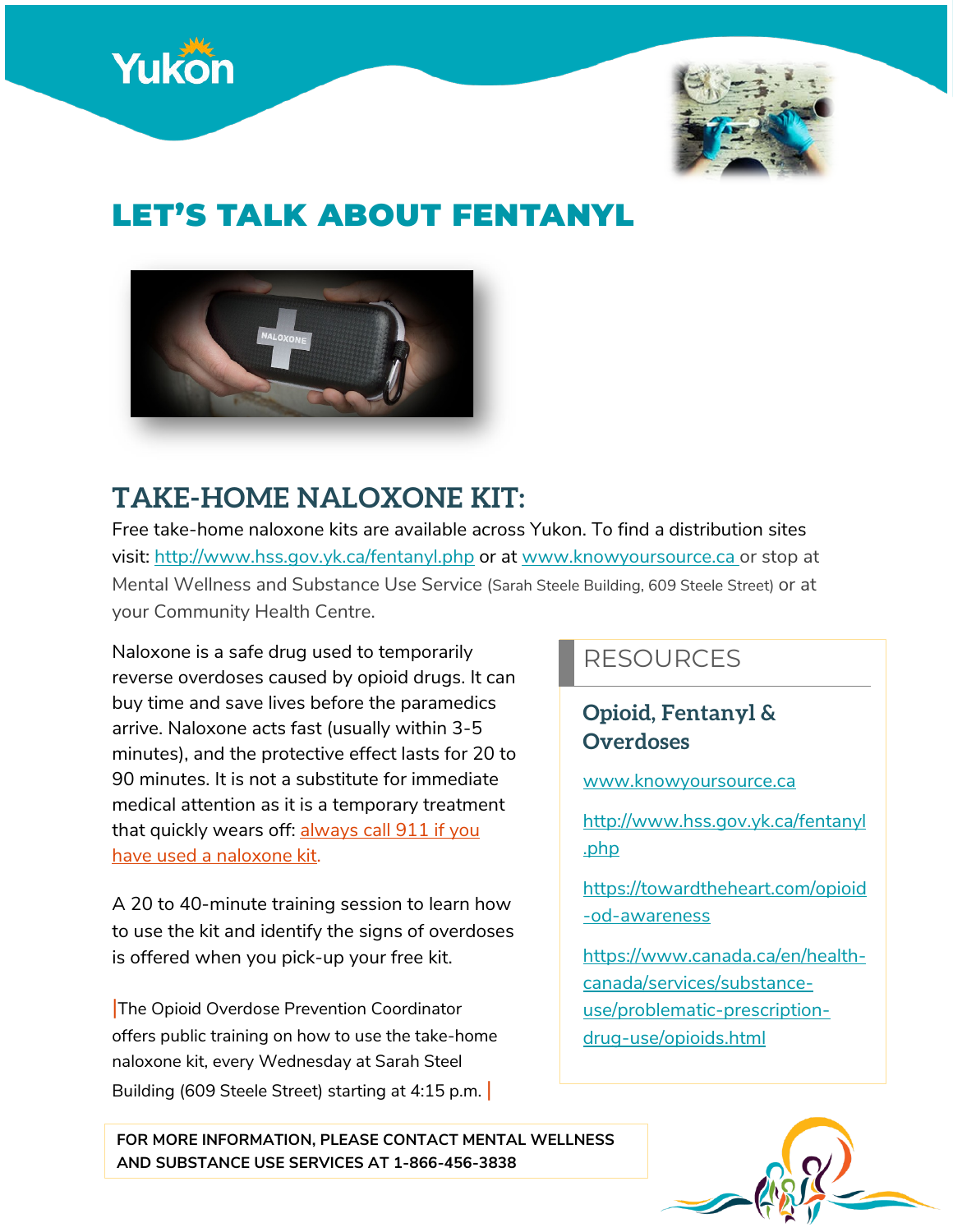# LET'S TALK ABOUT FENTANYL

## TAKE-HOME NALOXONE KIT:

Free take-home naloxone kits are available across Yukon. To find a distribution sites visit: http://www.hss.gov.yk.ca/fentanyl.php or at www.knowyoursource.ca or stop at Mental Wellness and Substance Use Service (Sarah Steele Building, 609 Steele Street) or at your Community Health Centre.

Naloxone is a safe drug used to temporarily reverse overdoses caused by opioid drugs. It can buy time and save lives before the paramedics arrive. Naloxone acts fast (usually within 3-5 minutes), and the protective effect lasts for 20 to 90 minutes. It is not a substitute for immediate medical attention as it is a temporary treatment that quickly wears off: always call 911 if you have used a naloxone kit.

A 20 to 40-minute training session to learn how to use the kit and identify the signs of overdoses is offered when you pick-up your free kit.

The Opioid Overdose Prevention Coordinator offers public training on how to use the take-home naloxone kit, every Wednesday at Sarah Steel Building (609 Steele Street) starting at 4:15 p.m.

## RESOURCES

### Opioid, Fentanyl & Overdoses

www.knowyoursource.ca

http://www.hss.gov.yk.ca/fentanyl.php

https://towardtheheart.com/opioid-od-awareness

https://www.canada.ca/en/health-canada/services/substance-use/problematic-prescription-drug-use/opioids.html

**FOR MORE INFORMATION, PLEASE CONTACT MENTAL WELLNESS AND SUBSTANCE USE SERVICES AT 1-866-456-3838**